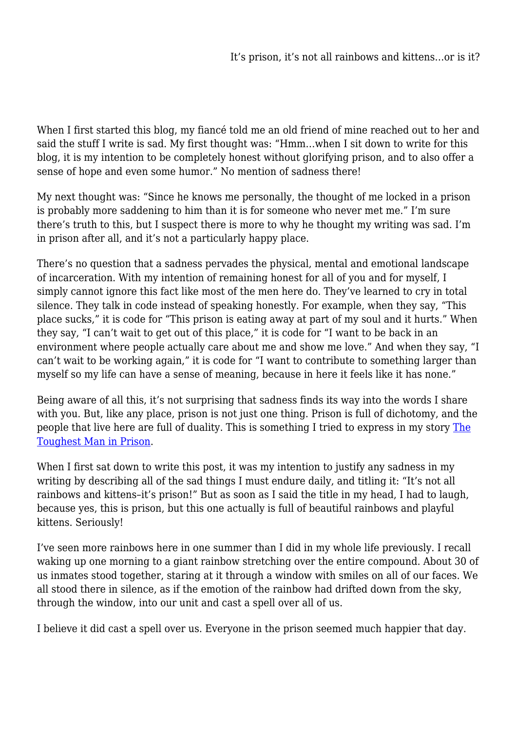It’s prison, it’s not all rainbows and kittens…or is it?

When I first started this blog, my fiancé told me an old friend of mine reached out to her and said the stuff I write is sad. My first thought was: “Hmm…when I sit down to write for this blog, it is my intention to be completely honest without glorifying prison, and to also offer a sense of hope and even some humor.” No mention of sadness there!

My next thought was: “Since he knows me personally, the thought of me locked in a prison is probably more saddening to him than it is for someone who never met me.” I’m sure there’s truth to this, but I suspect there is more to why he thought my writing was sad. I’m in prison after all, and it’s not a particularly happy place.

There’s no question that a sadness pervades the physical, mental and emotional landscape of incarceration. With my intention of remaining honest for all of you and for myself, I simply cannot ignore this fact like most of the men here do. They’ve learned to cry in total silence. They talk in code instead of speaking honestly. For example, when they say, “This place sucks,” it is code for “This prison is eating away at part of my soul and it hurts.” When they say, “I can’t wait to get out of this place,” it is code for “I want to be back in an environment where people actually care about me and show me love.” And when they say, “I can’t wait to be working again,” it is code for “I want to contribute to something larger than myself so my life can have a sense of meaning, because in here it feels like it has none.”

Being aware of all this, it’s not surprising that sadness finds its way into the words I share with you. But, like any place, prison is not just one thing. Prison is full of dichotomy, and the people that live here are full of duality. This is something I tried to express in my story [The Toughest Man in Prison](#).

When I first sat down to write this post, it was my intention to justify any sadness in my writing by describing all of the sad things I must endure daily, and titling it: “It’s not all rainbows and kittens–it’s prison!” But as soon as I said the title in my head, I had to laugh, because yes, this is prison, but this one actually is full of beautiful rainbows and playful kittens. Seriously!

I’ve seen more rainbows here in one summer than I did in my whole life previously. I recall waking up one morning to a giant rainbow stretching over the entire compound. About 30 of us inmates stood together, staring at it through a window with smiles on all of our faces. We all stood there in silence, as if the emotion of the rainbow had drifted down from the sky, through the window, into our unit and cast a spell over all of us.

I believe it did cast a spell over us. Everyone in the prison seemed much happier that day.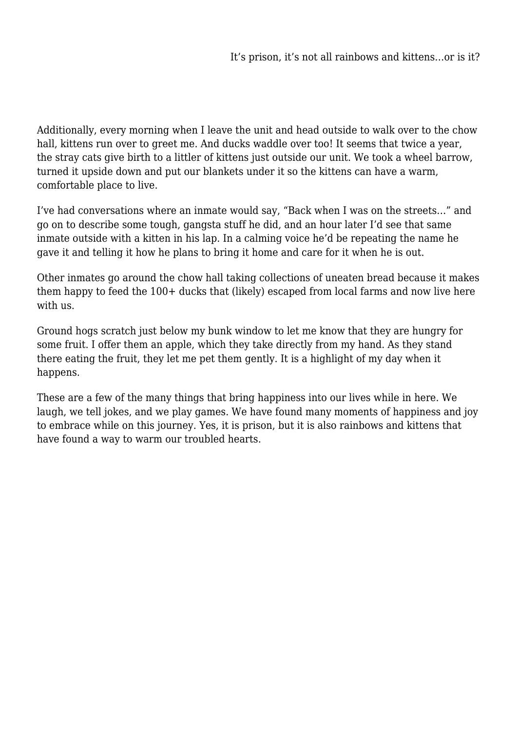Additionally, every morning when I leave the unit and head outside to walk over to the chow hall, kittens run over to greet me. And ducks waddle over too! It seems that twice a year, the stray cats give birth to a littler of kittens just outside our unit. We took a wheel barrow, turned it upside down and put our blankets under it so the kittens can have a warm, comfortable place to live.

I've had conversations where an inmate would say, "Back when I was on the streets…" and go on to describe some tough, gangsta stuff he did, and an hour later I'd see that same inmate outside with a kitten in his lap. In a calming voice he'd be repeating the name he gave it and telling it how he plans to bring it home and care for it when he is out.

Other inmates go around the chow hall taking collections of uneaten bread because it makes them happy to feed the 100+ ducks that (likely) escaped from local farms and now live here with us.

Ground hogs scratch just below my bunk window to let me know that they are hungry for some fruit. I offer them an apple, which they take directly from my hand. As they stand there eating the fruit, they let me pet them gently. It is a highlight of my day when it happens.

These are a few of the many things that bring happiness into our lives while in here. We laugh, we tell jokes, and we play games. We have found many moments of happiness and joy to embrace while on this journey. Yes, it is prison, but it is also rainbows and kittens that have found a way to warm our troubled hearts.